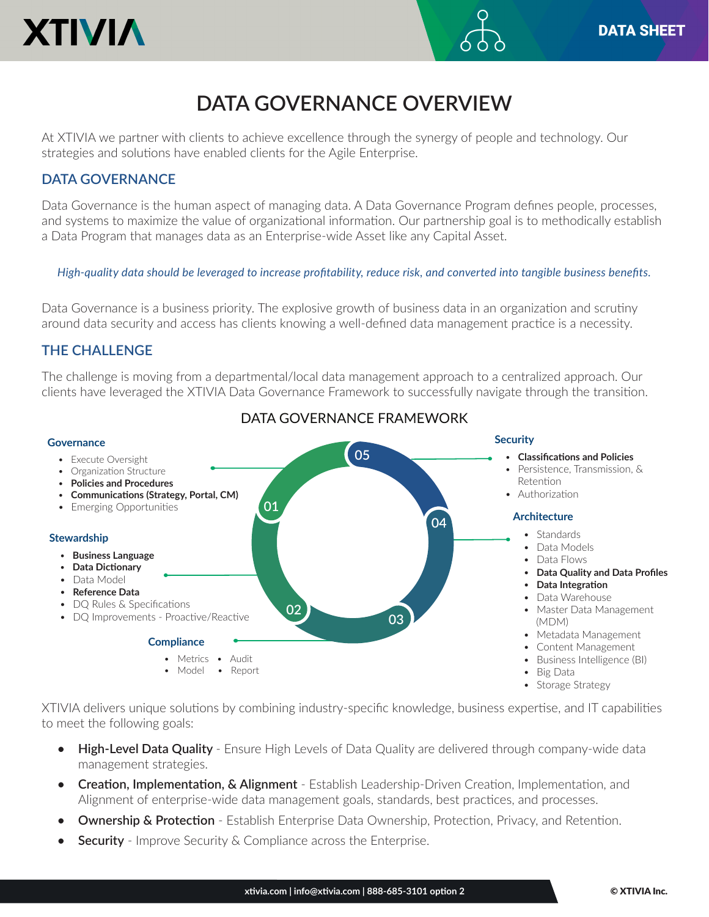XTIVIA

DATA SHEET

# DATA GOVERNANCE OVERVIEW

At XTIVIA we partner with clients to achieve excellence through the synergy of people and technology. Our strategies and solutions have enabled clients for the Agile Enterprise.

## DATA GOVERNANCE

Data Governance is the human aspect of managing data. A Data Governance Program defines people, processes, and systems to maximize the value of organizational information. Our partnership goal is to methodically establish a Data Program that manages data as an Enterprise-wide Asset like any Capital Asset.

*High-quality data should be leveraged to increase profitability, reduce risk, and converted into tangible business benefits.*

Data Governance is a business priority. The explosive growth of business data in an organization and scrutiny around data security and access has clients knowing a well-defined data management practice is a necessity.

## THE CHALLENGE

The challenge is moving from a departmental/local data management approach to a centralized approach. Our clients have leveraged the XTIVIA Data Governance Framework to successfully navigate through the transition.

### DATA GOVERNANCE FRAMEWORK

**01 – Governance**

- Execute Oversight
- Organization Structure
- **Policies and Procedures**
- **Communications (Strategy, Portal, CM)**
- Emerging Opportunities

**02 – Stewardship**

- **Business Language**
- **Data Dictionary**
- Data Model
- **Reference Data**
- DQ Rules & Specifications
- DQ Improvements - Proactive/Reactive

**03 – Compliance**

- Metrics
- Model
- Audit
- Report

**04 – Architecture**

- Standards
- Data Models
- Data Flows
- **Data Quality and Data Profiles**
- **Data Integration**
- Data Warehouse
- Master Data Management (MDM)
- Metadata Management
- Content Management
- Business Intelligence (BI)
- Big Data
- Storage Strategy

**05 – Security**

- **Classifications and Policies**
- Persistence, Transmission, & Retention
- Authorization

XTIVIA delivers unique solutions by combining industry-specific knowledge, business expertise, and IT capabilities to meet the following goals:

- **High-Level Data Quality** - Ensure High Levels of Data Quality are delivered through company-wide data management strategies.
- **Creation, Implementation, & Alignment** - Establish Leadership-Driven Creation, Implementation, and Alignment of enterprise-wide data management goals, standards, best practices, and processes.
- **Ownership & Protection** - Establish Enterprise Data Ownership, Protection, Privacy, and Retention.
- **Security** - Improve Security & Compliance across the Enterprise.

xtivia.com | info@xtivia.com | 888-685-3101 option 2

© XTIVIA Inc.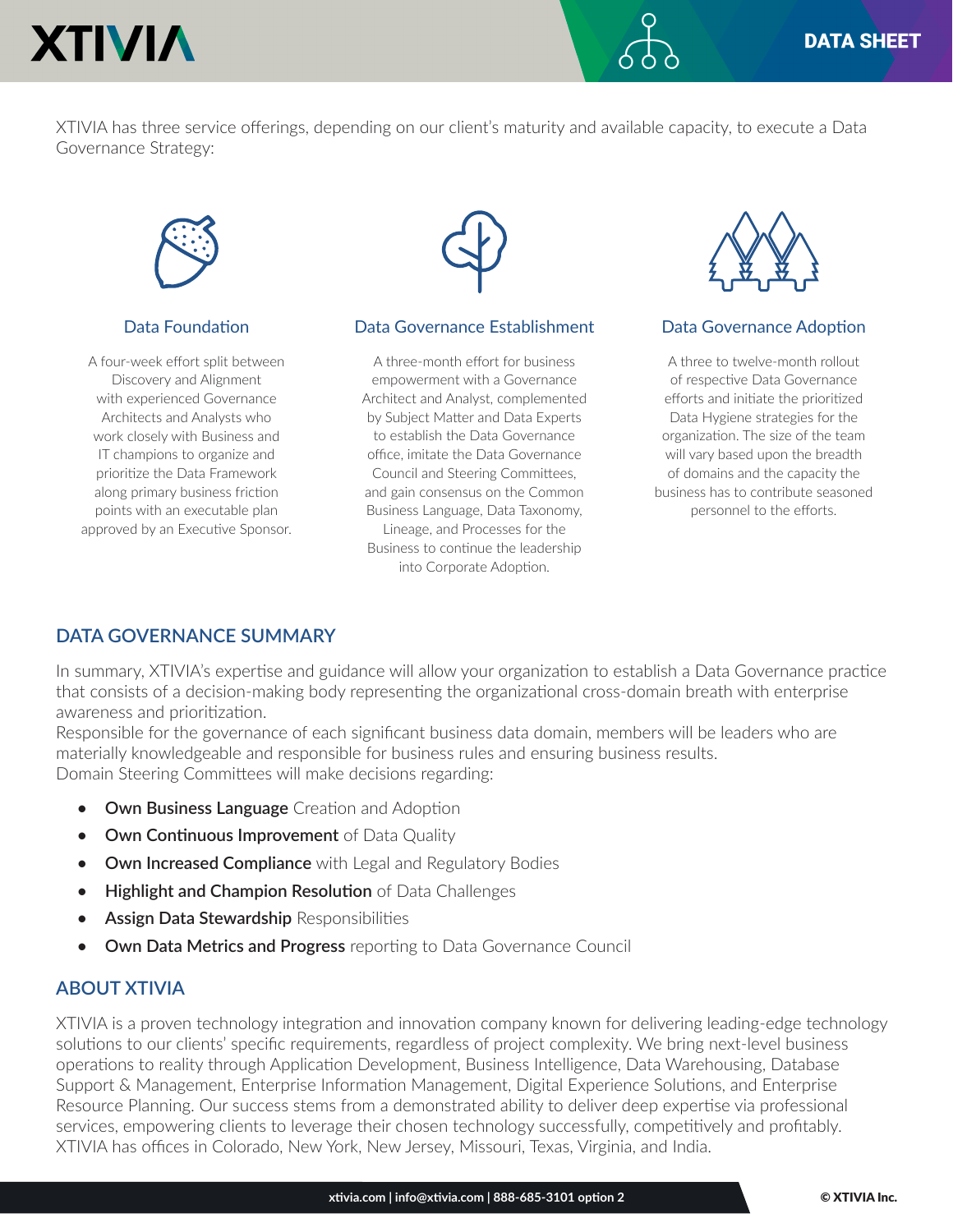XTIVIA has three service offerings, depending on our client's maturity and available capacity, to execute a Data Governance Strategy:

### Data Foundation

A four-week effort split between Discovery and Alignment with experienced Governance Architects and Analysts who work closely with Business and IT champions to organize and prioritize the Data Framework along primary business friction points with an executable plan approved by an Executive Sponsor.

### Data Governance Establishment

A three-month effort for business empowerment with a Governance Architect and Analyst, complemented by Subject Matter and Data Experts to establish the Data Governance office, imitate the Data Governance Council and Steering Committees, and gain consensus on the Common Business Language, Data Taxonomy, Lineage, and Processes for the Business to continue the leadership into Corporate Adoption.

### Data Governance Adoption

A three to twelve-month rollout of respective Data Governance efforts and initiate the prioritized Data Hygiene strategies for the organization. The size of the team will vary based upon the breadth of domains and the capacity the business has to contribute seasoned personnel to the efforts.

## DATA GOVERNANCE SUMMARY

In summary, XTIVIA's expertise and guidance will allow your organization to establish a Data Governance practice that consists of a decision-making body representing the organizational cross-domain breath with enterprise awareness and prioritization.
Responsible for the governance of each significant business data domain, members will be leaders who are materially knowledgeable and responsible for business rules and ensuring business results.
Domain Steering Committees will make decisions regarding:

- **Own Business Language** Creation and Adoption
- **Own Continuous Improvement** of Data Quality
- **Own Increased Compliance** with Legal and Regulatory Bodies
- **Highlight and Champion Resolution** of Data Challenges
- **Assign Data Stewardship** Responsibilities
- **Own Data Metrics and Progress** reporting to Data Governance Council

## ABOUT XTIVIA

XTIVIA is a proven technology integration and innovation company known for delivering leading-edge technology solutions to our clients' specific requirements, regardless of project complexity. We bring next-level business operations to reality through Application Development, Business Intelligence, Data Warehousing, Database Support & Management, Enterprise Information Management, Digital Experience Solutions, and Enterprise Resource Planning. Our success stems from a demonstrated ability to deliver deep expertise via professional services, empowering clients to leverage their chosen technology successfully, competitively and profitably. XTIVIA has offices in Colorado, New York, New Jersey, Missouri, Texas, Virginia, and India.

xtivia.com | info@xtivia.com | 888-685-3101 option 2

© XTIVIA Inc.